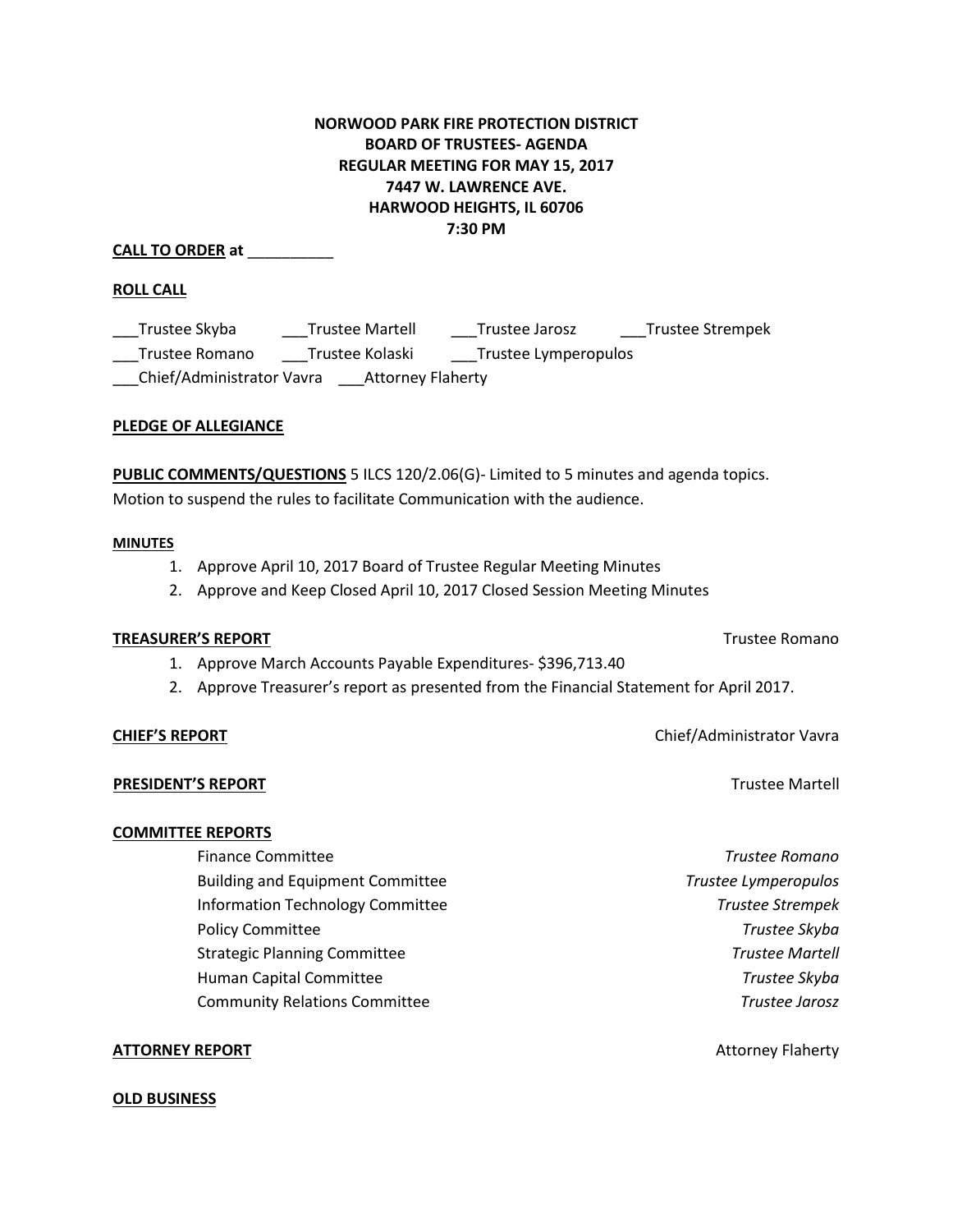**NORWOOD PARK FIRE PROTECTION DISTRICT**
**BOARD OF TRUSTEES- AGENDA**
**REGULAR MEETING FOR MAY 15, 2017**
**7447 W. LAWRENCE AVE.**
**HARWOOD HEIGHTS, IL 60706**
**7:30 PM**

**CALL TO ORDER at** __________

**ROLL CALL**

___Trustee Skyba ___Trustee Martell ___Trustee Jarosz ___Trustee Strempek
___Trustee Romano ___Trustee Kolaski ___Trustee Lymperopulos
___Chief/Administrator Vavra ___Attorney Flaherty

**PLEDGE OF ALLEGIANCE**

**PUBLIC COMMENTS/QUESTIONS** 5 ILCS 120/2.06(G)- Limited to 5 minutes and agenda topics. Motion to suspend the rules to facilitate Communication with the audience.

**MINUTES**

1. Approve April 10, 2017 Board of Trustee Regular Meeting Minutes
2. Approve and Keep Closed April 10, 2017 Closed Session Meeting Minutes

**TREASURER'S REPORT** — Trustee Romano

1. Approve March Accounts Payable Expenditures- $396,713.40
2. Approve Treasurer's report as presented from the Financial Statement for April 2017.

**CHIEF'S REPORT** — Chief/Administrator Vavra

**PRESIDENT'S REPORT** — Trustee Martell

**COMMITTEE REPORTS**

- Finance Committee — *Trustee Romano*
- Building and Equipment Committee — *Trustee Lymperopulos*
- Information Technology Committee — *Trustee Strempek*
- Policy Committee — *Trustee Skyba*
- Strategic Planning Committee — *Trustee Martell*
- Human Capital Committee — *Trustee Skyba*
- Community Relations Committee — *Trustee Jarosz*

**ATTORNEY REPORT** — Attorney Flaherty

**OLD BUSINESS**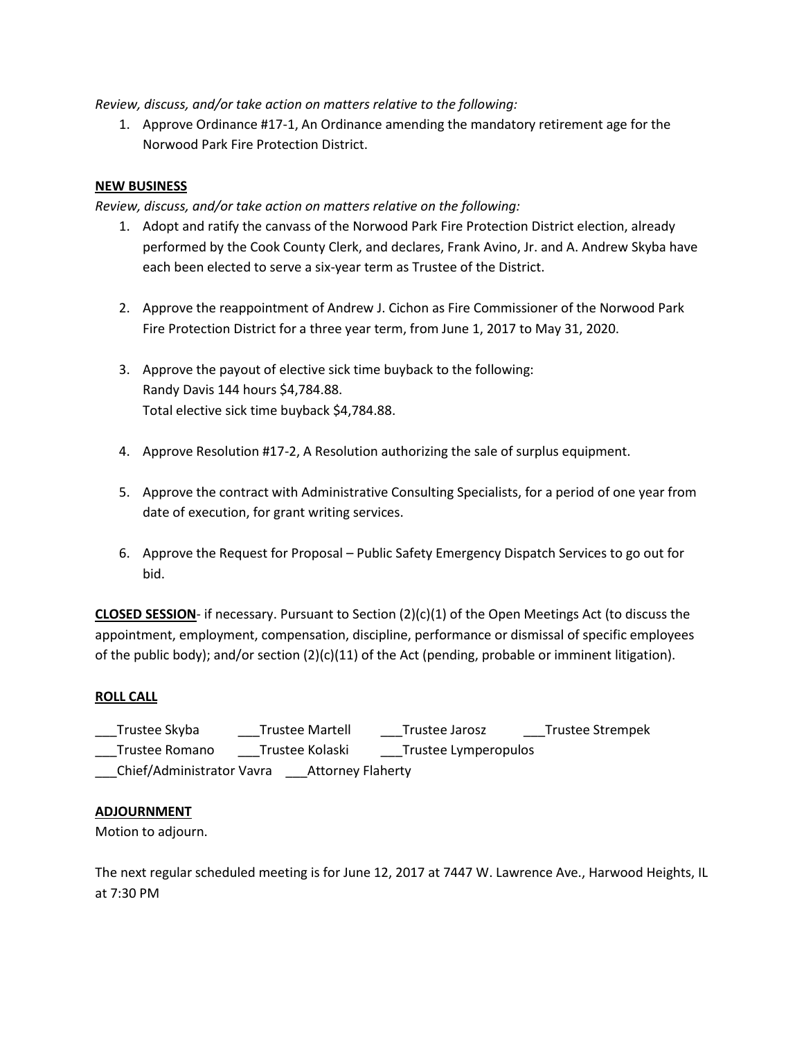*Review, discuss, and/or take action on matters relative to the following:*

1. Approve Ordinance #17-1, An Ordinance amending the mandatory retirement age for the Norwood Park Fire Protection District.

**NEW BUSINESS**

*Review, discuss, and/or take action on matters relative on the following:*

1. Adopt and ratify the canvass of the Norwood Park Fire Protection District election, already performed by the Cook County Clerk, and declares, Frank Avino, Jr. and A. Andrew Skyba have each been elected to serve a six-year term as Trustee of the District.

2. Approve the reappointment of Andrew J. Cichon as Fire Commissioner of the Norwood Park Fire Protection District for a three year term, from June 1, 2017 to May 31, 2020.

3. Approve the payout of elective sick time buyback to the following:
   Randy Davis 144 hours $4,784.88.
   Total elective sick time buyback $4,784.88.

4. Approve Resolution #17-2, A Resolution authorizing the sale of surplus equipment.

5. Approve the contract with Administrative Consulting Specialists, for a period of one year from date of execution, for grant writing services.

6. Approve the Request for Proposal – Public Safety Emergency Dispatch Services to go out for bid.

**CLOSED SESSION**- if necessary. Pursuant to Section (2)(c)(1) of the Open Meetings Act (to discuss the appointment, employment, compensation, discipline, performance or dismissal of specific employees of the public body); and/or section (2)(c)(11) of the Act (pending, probable or imminent litigation).

**ROLL CALL**

___Trustee Skyba ___Trustee Martell ___Trustee Jarosz ___Trustee Strempek
___Trustee Romano ___Trustee Kolaski ___Trustee Lymperopulos
___Chief/Administrator Vavra ___Attorney Flaherty

**ADJOURNMENT**

Motion to adjourn.

The next regular scheduled meeting is for June 12, 2017 at 7447 W. Lawrence Ave., Harwood Heights, IL at 7:30 PM